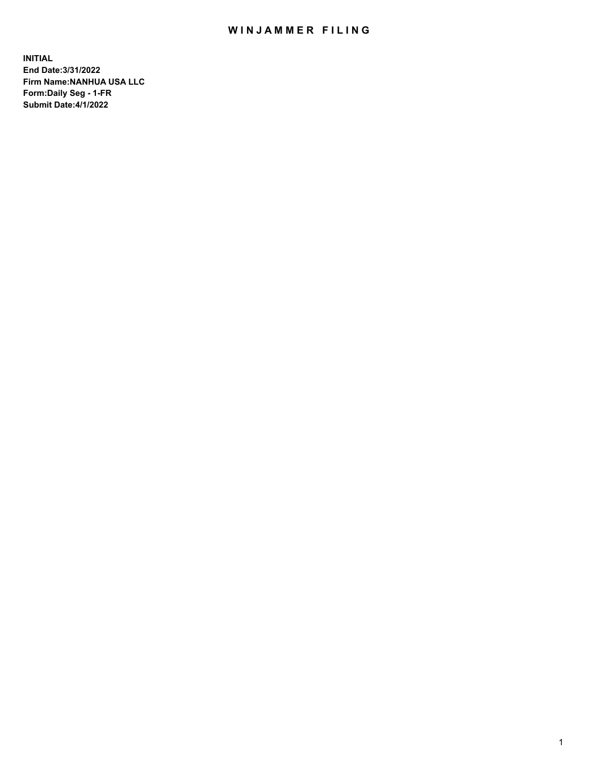# WINJAMMER FILING

**INITIAL**
**End Date:3/31/2022**
**Firm Name:NANHUA USA LLC**
**Form:Daily Seg - 1-FR**
**Submit Date:4/1/2022**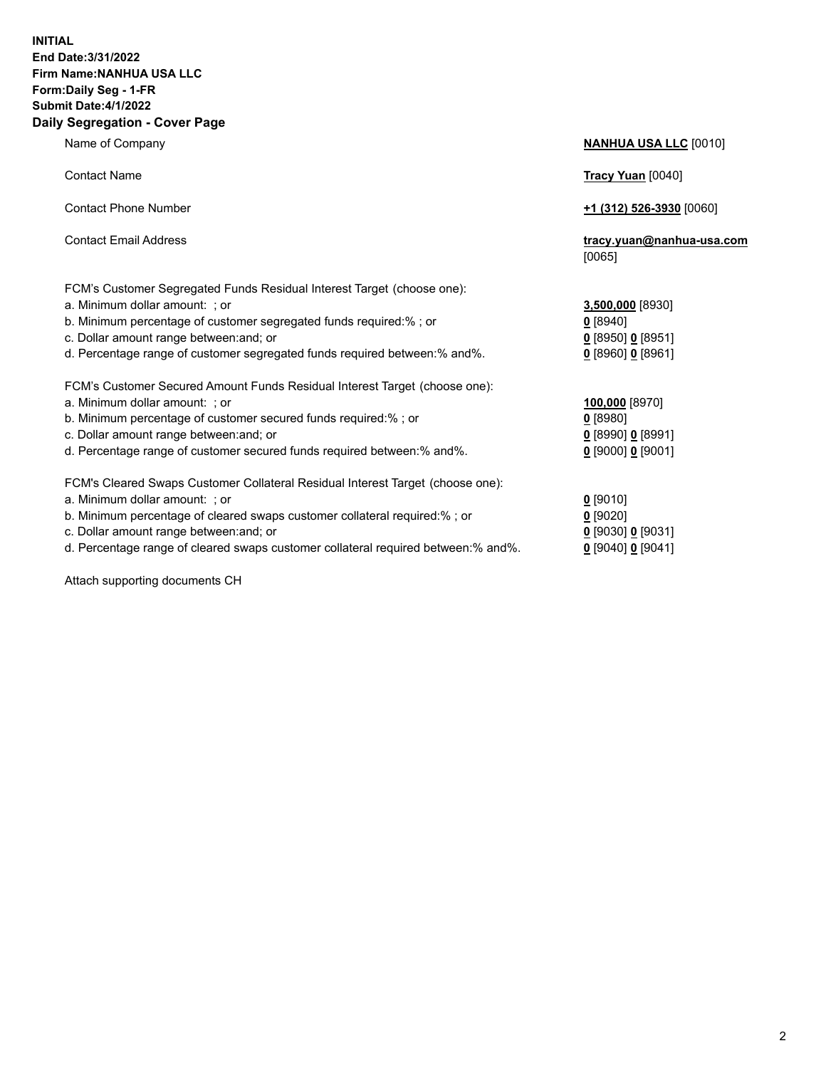**INITIAL**
**End Date:3/31/2022**
**Firm Name:NANHUA USA LLC**
**Form:Daily Seg - 1-FR**
**Submit Date:4/1/2022**

## Daily Segregation - Cover Page

| | |
|---|---|
| Name of Company | **NANHUA USA LLC** [0010] |
| Contact Name | **Tracy Yuan** [0040] |
| Contact Phone Number | **+1 (312) 526-3930** [0060] |
| Contact Email Address | **tracy.yuan@nanhua-usa.com** [0065] |
| FCM's Customer Segregated Funds Residual Interest Target (choose one): | |
| a. Minimum dollar amount: ; or | **3,500,000** [8930] |
| b. Minimum percentage of customer segregated funds required:% ; or | **0** [8940] |
| c. Dollar amount range between:and; or | **0** [8950] **0** [8951] |
| d. Percentage range of customer segregated funds required between:% and%. | **0** [8960] **0** [8961] |
| FCM's Customer Secured Amount Funds Residual Interest Target (choose one): | |
| a. Minimum dollar amount: ; or | **100,000** [8970] |
| b. Minimum percentage of customer secured funds required:% ; or | **0** [8980] |
| c. Dollar amount range between:and; or | **0** [8990] **0** [8991] |
| d. Percentage range of customer secured funds required between:% and%. | **0** [9000] **0** [9001] |
| FCM's Cleared Swaps Customer Collateral Residual Interest Target (choose one): | |
| a. Minimum dollar amount: ; or | **0** [9010] |
| b. Minimum percentage of cleared swaps customer collateral required:% ; or | **0** [9020] |
| c. Dollar amount range between:and; or | **0** [9030] **0** [9031] |
| d. Percentage range of cleared swaps customer collateral required between:% and%. | **0** [9040] **0** [9041] |

Attach supporting documents CH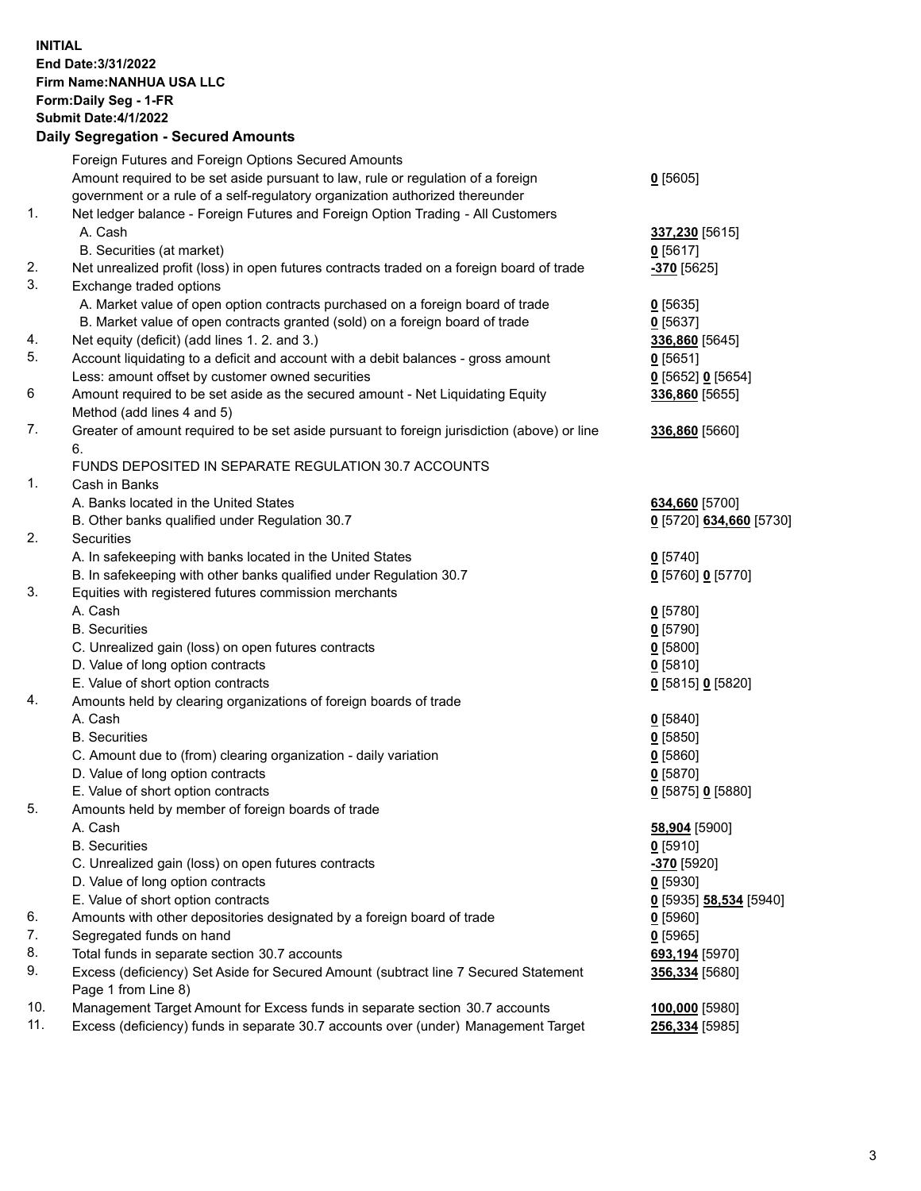**INITIAL**
**End Date:3/31/2022**
**Firm Name:NANHUA USA LLC**
**Form:Daily Seg - 1-FR**
**Submit Date:4/1/2022**

**Daily Segregation - Secured Amounts**

| | | |
|---|---|---|
| | Foreign Futures and Foreign Options Secured Amounts | |
| | Amount required to be set aside pursuant to law, rule or regulation of a foreign government or a rule of a self-regulatory organization authorized thereunder | **0** [5605] |
| 1. | Net ledger balance - Foreign Futures and Foreign Option Trading - All Customers | |
| | A. Cash | **337,230** [5615] |
| | B. Securities (at market) | **0** [5617] |
| 2. | Net unrealized profit (loss) in open futures contracts traded on a foreign board of trade | **-370** [5625] |
| 3. | Exchange traded options | |
| | A. Market value of open option contracts purchased on a foreign board of trade | **0** [5635] |
| | B. Market value of open contracts granted (sold) on a foreign board of trade | **0** [5637] |
| 4. | Net equity (deficit) (add lines 1. 2. and 3.) | **336,860** [5645] |
| 5. | Account liquidating to a deficit and account with a debit balances - gross amount | **0** [5651] |
| | Less: amount offset by customer owned securities | **0** [5652] **0** [5654] |
| 6 | Amount required to be set aside as the secured amount - Net Liquidating Equity Method (add lines 4 and 5) | **336,860** [5655] |
| 7. | Greater of amount required to be set aside pursuant to foreign jurisdiction (above) or line 6. | **336,860** [5660] |
| | FUNDS DEPOSITED IN SEPARATE REGULATION 30.7 ACCOUNTS | |
| 1. | Cash in Banks | |
| | A. Banks located in the United States | **634,660** [5700] |
| | B. Other banks qualified under Regulation 30.7 | **0** [5720] **634,660** [5730] |
| 2. | Securities | |
| | A. In safekeeping with banks located in the United States | **0** [5740] |
| | B. In safekeeping with other banks qualified under Regulation 30.7 | **0** [5760] **0** [5770] |
| 3. | Equities with registered futures commission merchants | |
| | A. Cash | **0** [5780] |
| | B. Securities | **0** [5790] |
| | C. Unrealized gain (loss) on open futures contracts | **0** [5800] |
| | D. Value of long option contracts | **0** [5810] |
| | E. Value of short option contracts | **0** [5815] **0** [5820] |
| 4. | Amounts held by clearing organizations of foreign boards of trade | |
| | A. Cash | **0** [5840] |
| | B. Securities | **0** [5850] |
| | C. Amount due to (from) clearing organization - daily variation | **0** [5860] |
| | D. Value of long option contracts | **0** [5870] |
| | E. Value of short option contracts | **0** [5875] **0** [5880] |
| 5. | Amounts held by member of foreign boards of trade | |
| | A. Cash | **58,904** [5900] |
| | B. Securities | **0** [5910] |
| | C. Unrealized gain (loss) on open futures contracts | **-370** [5920] |
| | D. Value of long option contracts | **0** [5930] |
| | E. Value of short option contracts | **0** [5935] **58,534** [5940] |
| 6. | Amounts with other depositories designated by a foreign board of trade | **0** [5960] |
| 7. | Segregated funds on hand | **0** [5965] |
| 8. | Total funds in separate section 30.7 accounts | **693,194** [5970] |
| 9. | Excess (deficiency) Set Aside for Secured Amount (subtract line 7 Secured Statement Page 1 from Line 8) | **356,334** [5680] |
| 10. | Management Target Amount for Excess funds in separate section 30.7 accounts | **100,000** [5980] |
| 11. | Excess (deficiency) funds in separate 30.7 accounts over (under) Management Target | **256,334** [5985] |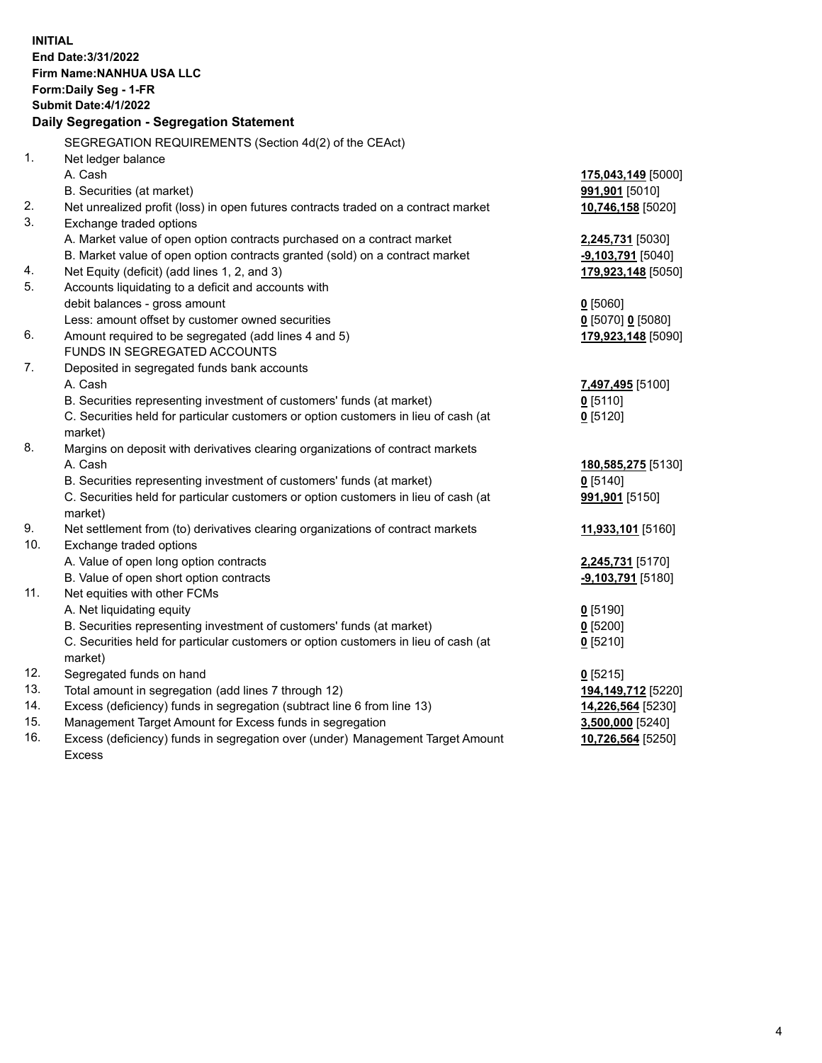**INITIAL**
**End Date:3/31/2022**
**Firm Name:NANHUA USA LLC**
**Form:Daily Seg - 1-FR**
**Submit Date:4/1/2022**

## Daily Segregation - Segregation Statement

| | | |
|---|---|---|
| | SEGREGATION REQUIREMENTS (Section 4d(2) of the CEAct) | |
| 1. | Net ledger balance | |
| | A. Cash | **175,043,149** [5000] |
| | B. Securities (at market) | **991,901** [5010] |
| 2. | Net unrealized profit (loss) in open futures contracts traded on a contract market | **10,746,158** [5020] |
| 3. | Exchange traded options | |
| | A. Market value of open option contracts purchased on a contract market | **2,245,731** [5030] |
| | B. Market value of open option contracts granted (sold) on a contract market | **-9,103,791** [5040] |
| 4. | Net Equity (deficit) (add lines 1, 2, and 3) | **179,923,148** [5050] |
| 5. | Accounts liquidating to a deficit and accounts with debit balances - gross amount | **0** [5060] |
| | Less: amount offset by customer owned securities | **0** [5070] **0** [5080] |
| 6. | Amount required to be segregated (add lines 4 and 5) | **179,923,148** [5090] |
| | FUNDS IN SEGREGATED ACCOUNTS | |
| 7. | Deposited in segregated funds bank accounts | |
| | A. Cash | **7,497,495** [5100] |
| | B. Securities representing investment of customers' funds (at market) | **0** [5110] |
| | C. Securities held for particular customers or option customers in lieu of cash (at market) | **0** [5120] |
| 8. | Margins on deposit with derivatives clearing organizations of contract markets | |
| | A. Cash | **180,585,275** [5130] |
| | B. Securities representing investment of customers' funds (at market) | **0** [5140] |
| | C. Securities held for particular customers or option customers in lieu of cash (at market) | **991,901** [5150] |
| 9. | Net settlement from (to) derivatives clearing organizations of contract markets | **11,933,101** [5160] |
| 10. | Exchange traded options | |
| | A. Value of open long option contracts | **2,245,731** [5170] |
| | B. Value of open short option contracts | **-9,103,791** [5180] |
| 11. | Net equities with other FCMs | |
| | A. Net liquidating equity | **0** [5190] |
| | B. Securities representing investment of customers' funds (at market) | **0** [5200] |
| | C. Securities held for particular customers or option customers in lieu of cash (at market) | **0** [5210] |
| 12. | Segregated funds on hand | **0** [5215] |
| 13. | Total amount in segregation (add lines 7 through 12) | **194,149,712** [5220] |
| 14. | Excess (deficiency) funds in segregation (subtract line 6 from line 13) | **14,226,564** [5230] |
| 15. | Management Target Amount for Excess funds in segregation | **3,500,000** [5240] |
| 16. | Excess (deficiency) funds in segregation over (under) Management Target Amount Excess | **10,726,564** [5250] |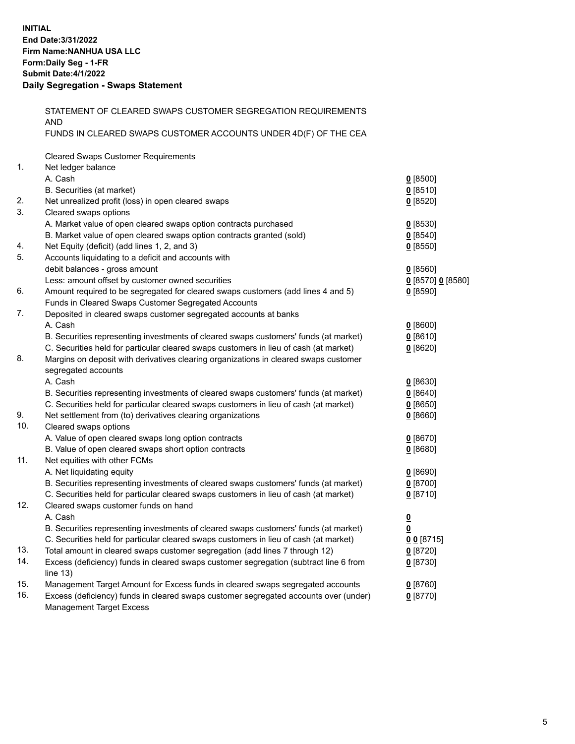**INITIAL**
**End Date:3/31/2022**
**Firm Name:NANHUA USA LLC**
**Form:Daily Seg - 1-FR**
**Submit Date:4/1/2022**
**Daily Segregation - Swaps Statement**

STATEMENT OF CLEARED SWAPS CUSTOMER SEGREGATION REQUIREMENTS AND FUNDS IN CLEARED SWAPS CUSTOMER ACCOUNTS UNDER 4D(F) OF THE CEA

| | | |
|---|---|---|
| | Cleared Swaps Customer Requirements | |
| 1. | Net ledger balance | |
| | A. Cash | 0 [8500] |
| | B. Securities (at market) | 0 [8510] |
| 2. | Net unrealized profit (loss) in open cleared swaps | 0 [8520] |
| 3. | Cleared swaps options | |
| | A. Market value of open cleared swaps option contracts purchased | 0 [8530] |
| | B. Market value of open cleared swaps option contracts granted (sold) | 0 [8540] |
| 4. | Net Equity (deficit) (add lines 1, 2, and 3) | 0 [8550] |
| 5. | Accounts liquidating to a deficit and accounts with | |
| | debit balances - gross amount | 0 [8560] |
| | Less: amount offset by customer owned securities | 0 [8570] 0 [8580] |
| 6. | Amount required to be segregated for cleared swaps customers (add lines 4 and 5) | 0 [8590] |
| | Funds in Cleared Swaps Customer Segregated Accounts | |
| 7. | Deposited in cleared swaps customer segregated accounts at banks | |
| | A. Cash | 0 [8600] |
| | B. Securities representing investments of cleared swaps customers' funds (at market) | 0 [8610] |
| | C. Securities held for particular cleared swaps customers in lieu of cash (at market) | 0 [8620] |
| 8. | Margins on deposit with derivatives clearing organizations in cleared swaps customer segregated accounts | |
| | A. Cash | 0 [8630] |
| | B. Securities representing investments of cleared swaps customers' funds (at market) | 0 [8640] |
| | C. Securities held for particular cleared swaps customers in lieu of cash (at market) | 0 [8650] |
| 9. | Net settlement from (to) derivatives clearing organizations | 0 [8660] |
| 10. | Cleared swaps options | |
| | A. Value of open cleared swaps long option contracts | 0 [8670] |
| | B. Value of open cleared swaps short option contracts | 0 [8680] |
| 11. | Net equities with other FCMs | |
| | A. Net liquidating equity | 0 [8690] |
| | B. Securities representing investments of cleared swaps customers' funds (at market) | 0 [8700] |
| | C. Securities held for particular cleared swaps customers in lieu of cash (at market) | 0 [8710] |
| 12. | Cleared swaps customer funds on hand | |
| | A. Cash | 0 |
| | B. Securities representing investments of cleared swaps customers' funds (at market) | 0 |
| | C. Securities held for particular cleared swaps customers in lieu of cash (at market) | 0 0 [8715] |
| 13. | Total amount in cleared swaps customer segregation (add lines 7 through 12) | 0 [8720] |
| 14. | Excess (deficiency) funds in cleared swaps customer segregation (subtract line 6 from line 13) | 0 [8730] |
| 15. | Management Target Amount for Excess funds in cleared swaps segregated accounts | 0 [8760] |
| 16. | Excess (deficiency) funds in cleared swaps customer segregated accounts over (under) Management Target Excess | 0 [8770] |